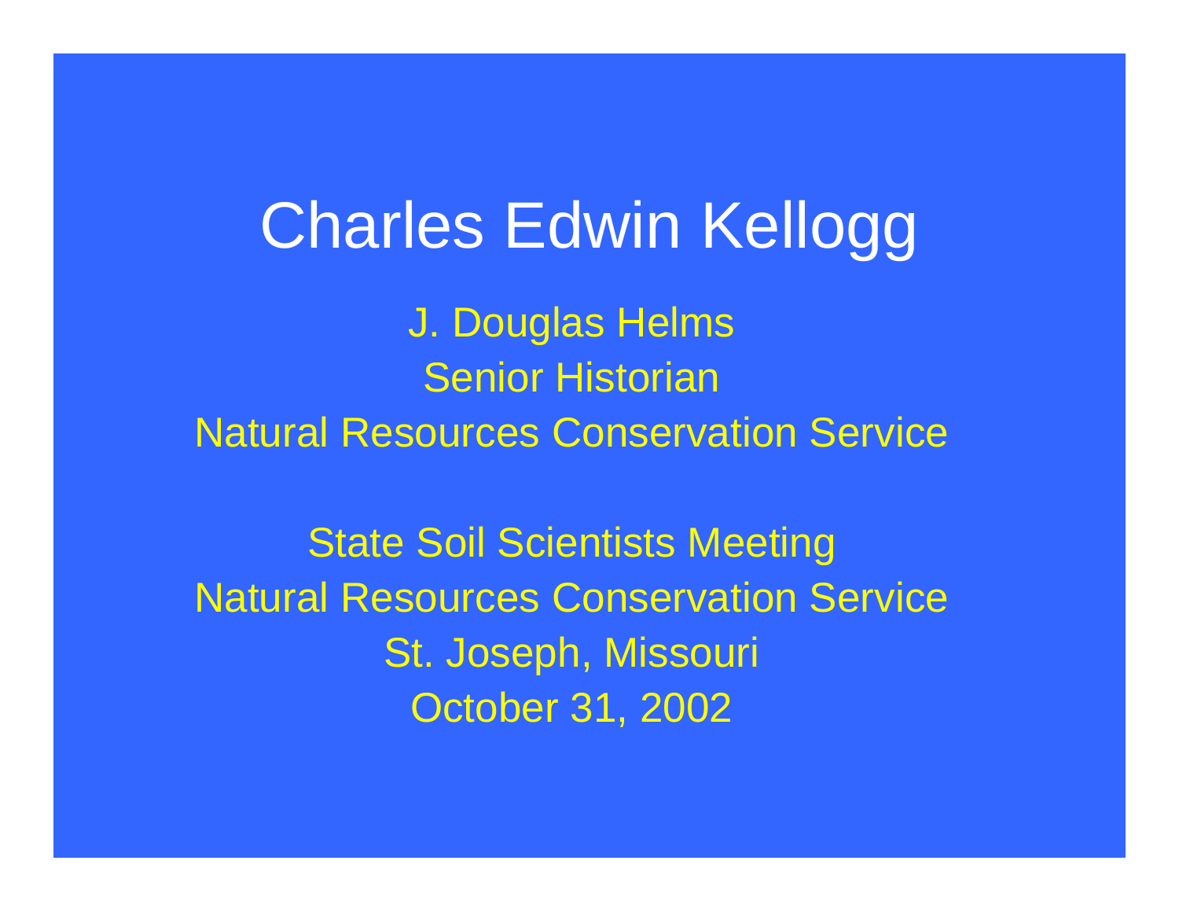# Charles Edwin Kellogg

J. Douglas Helms
Senior Historian
Natural Resources Conservation Service

State Soil Scientists Meeting
Natural Resources Conservation Service
St. Joseph, Missouri
October 31, 2002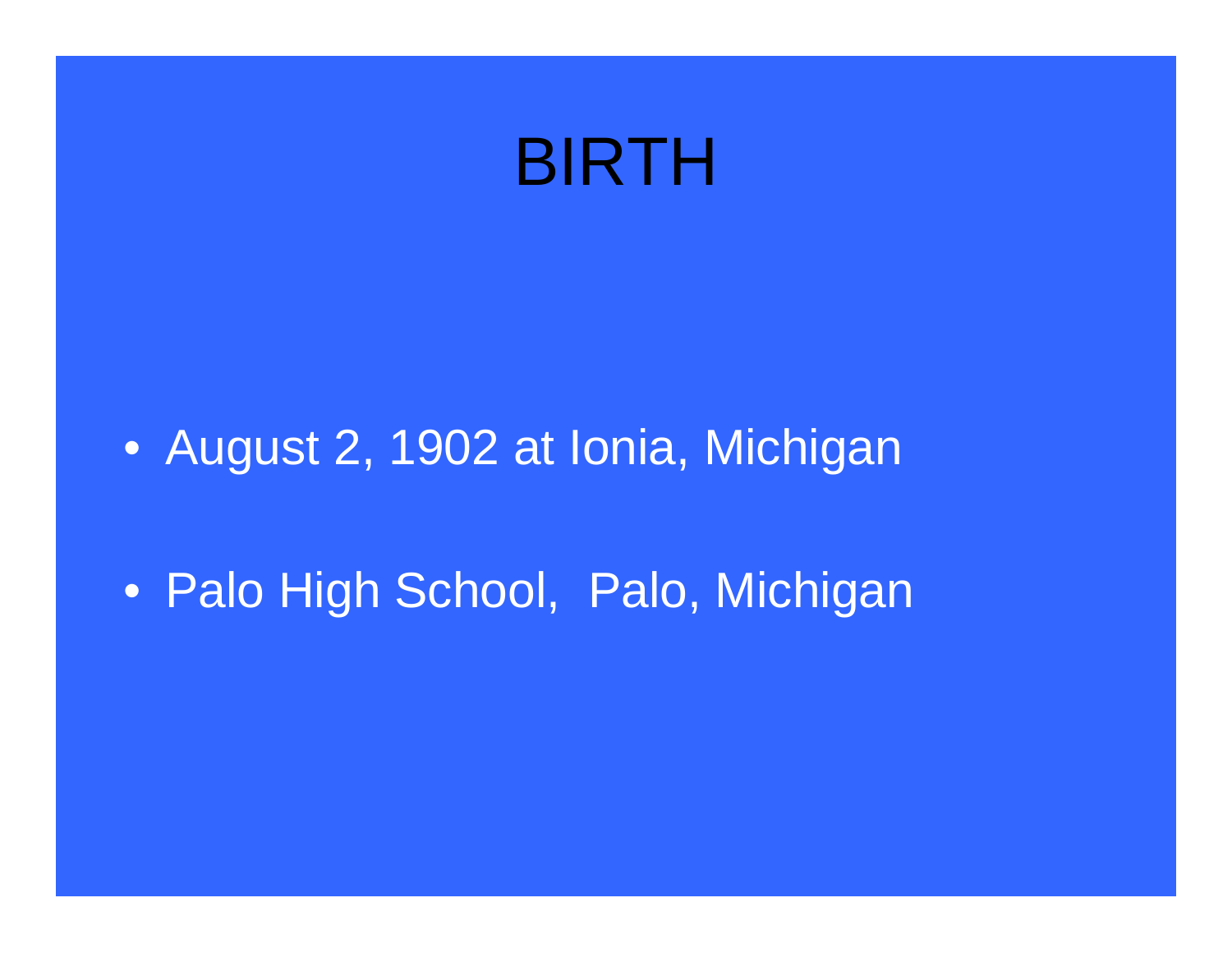# BIRTH

- August 2, 1902 at Ionia, Michigan
- Palo High School, Palo, Michigan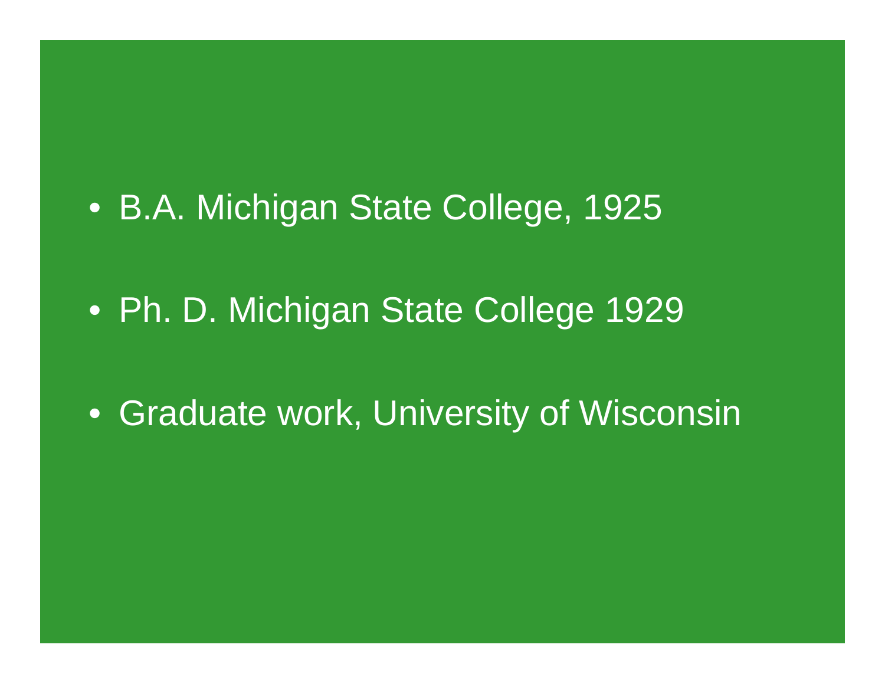- B.A. Michigan State College, 1925
- Ph. D. Michigan State College 1929
- Graduate work, University of Wisconsin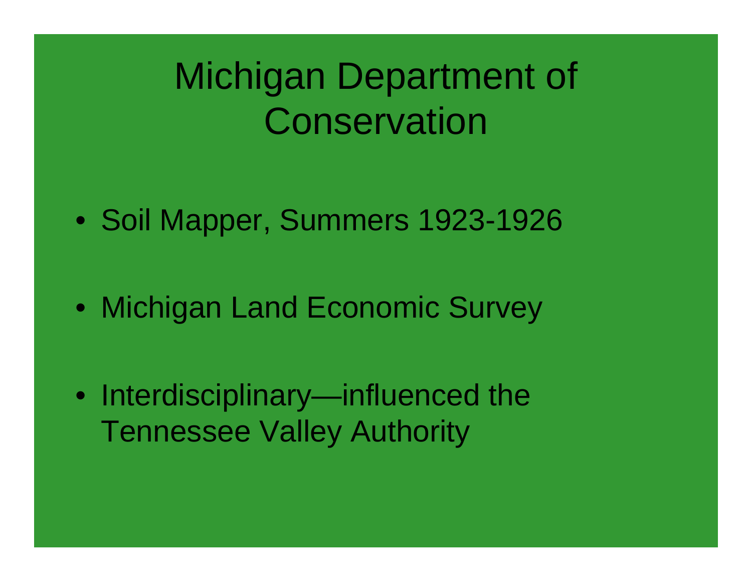# Michigan Department of Conservation

- Soil Mapper, Summers 1923-1926
- Michigan Land Economic Survey
- Interdisciplinary—influenced the Tennessee Valley Authority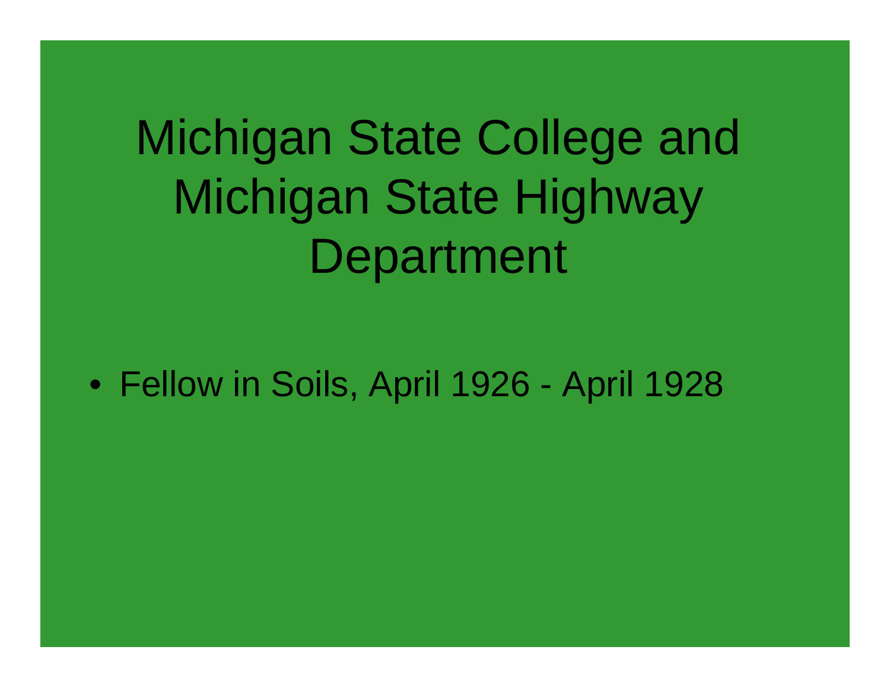# Michigan State College and Michigan State Highway Department

- Fellow in Soils, April 1926 - April 1928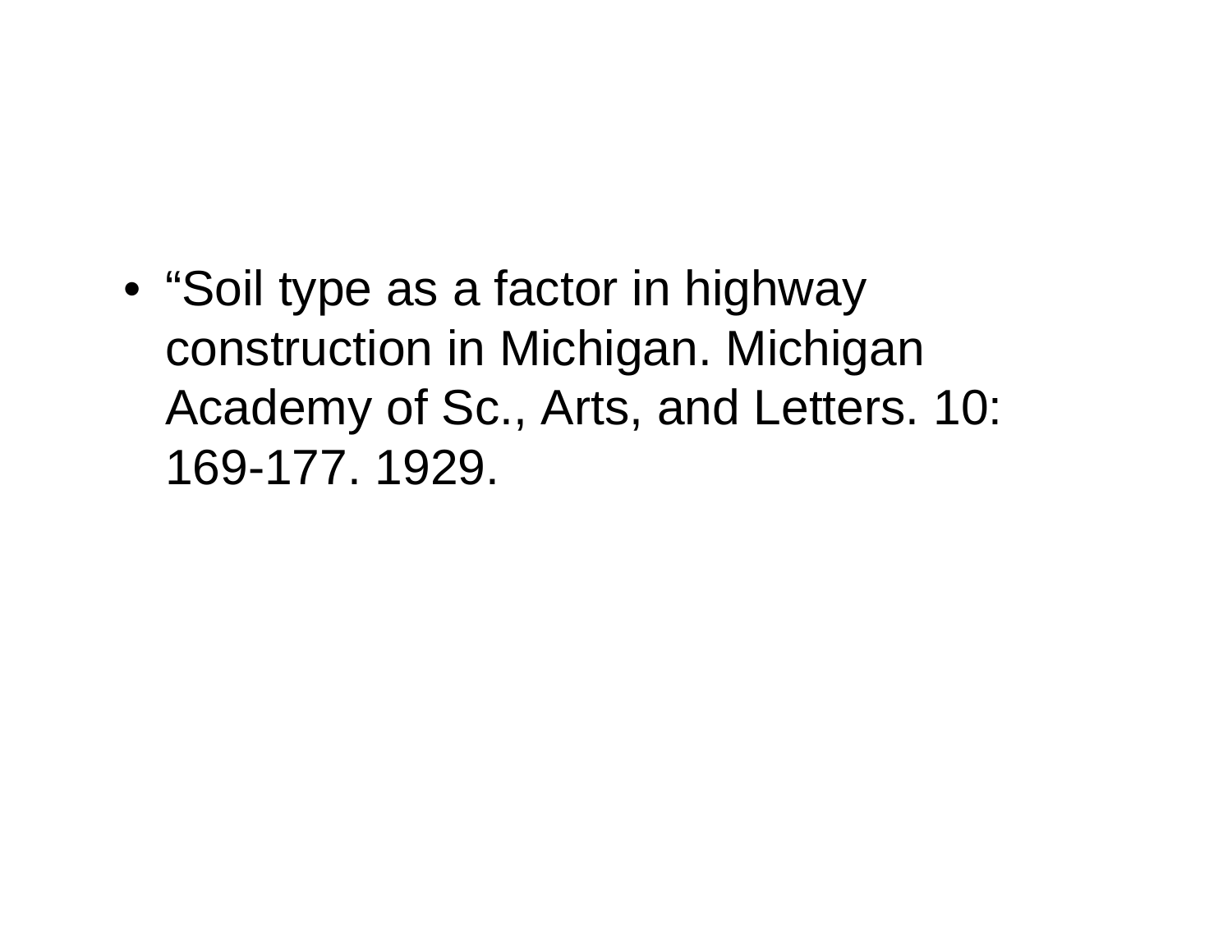- “Soil type as a factor in highway construction in Michigan. Michigan Academy of Sc., Arts, and Letters. 10: 169-177. 1929.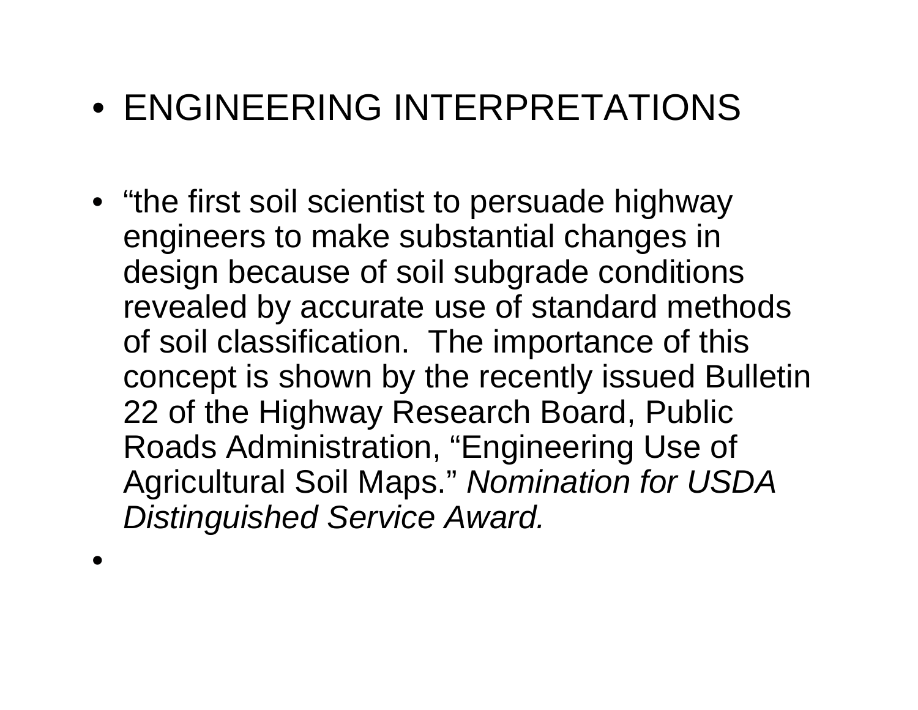- ENGINEERING INTERPRETATIONS

- “the first soil scientist to persuade highway engineers to make substantial changes in design because of soil subgrade conditions revealed by accurate use of standard methods of soil classification. The importance of this concept is shown by the recently issued Bulletin 22 of the Highway Research Board, Public Roads Administration, “Engineering Use of Agricultural Soil Maps.” *Nomination for USDA Distinguished Service Award.*

-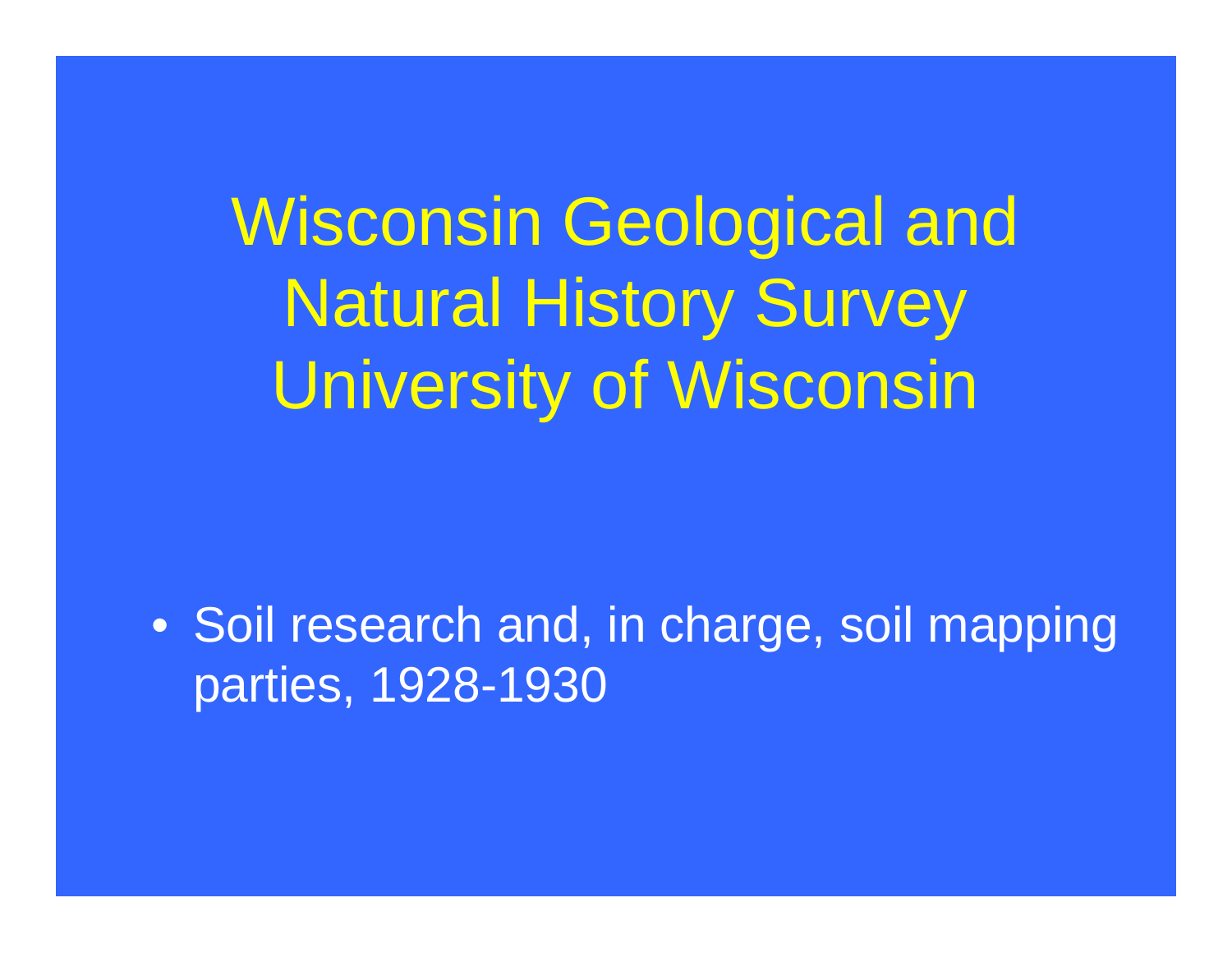# Wisconsin Geological and Natural History Survey University of Wisconsin

- Soil research and, in charge, soil mapping parties, 1928-1930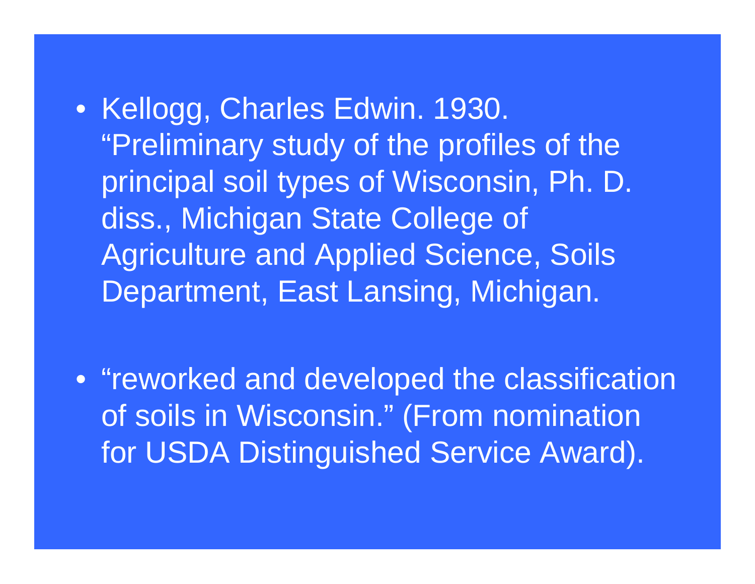- Kellogg, Charles Edwin. 1930. “Preliminary study of the profiles of the principal soil types of Wisconsin, Ph. D. diss., Michigan State College of Agriculture and Applied Science, Soils Department, East Lansing, Michigan.

- “reworked and developed the classification of soils in Wisconsin.” (From nomination for USDA Distinguished Service Award).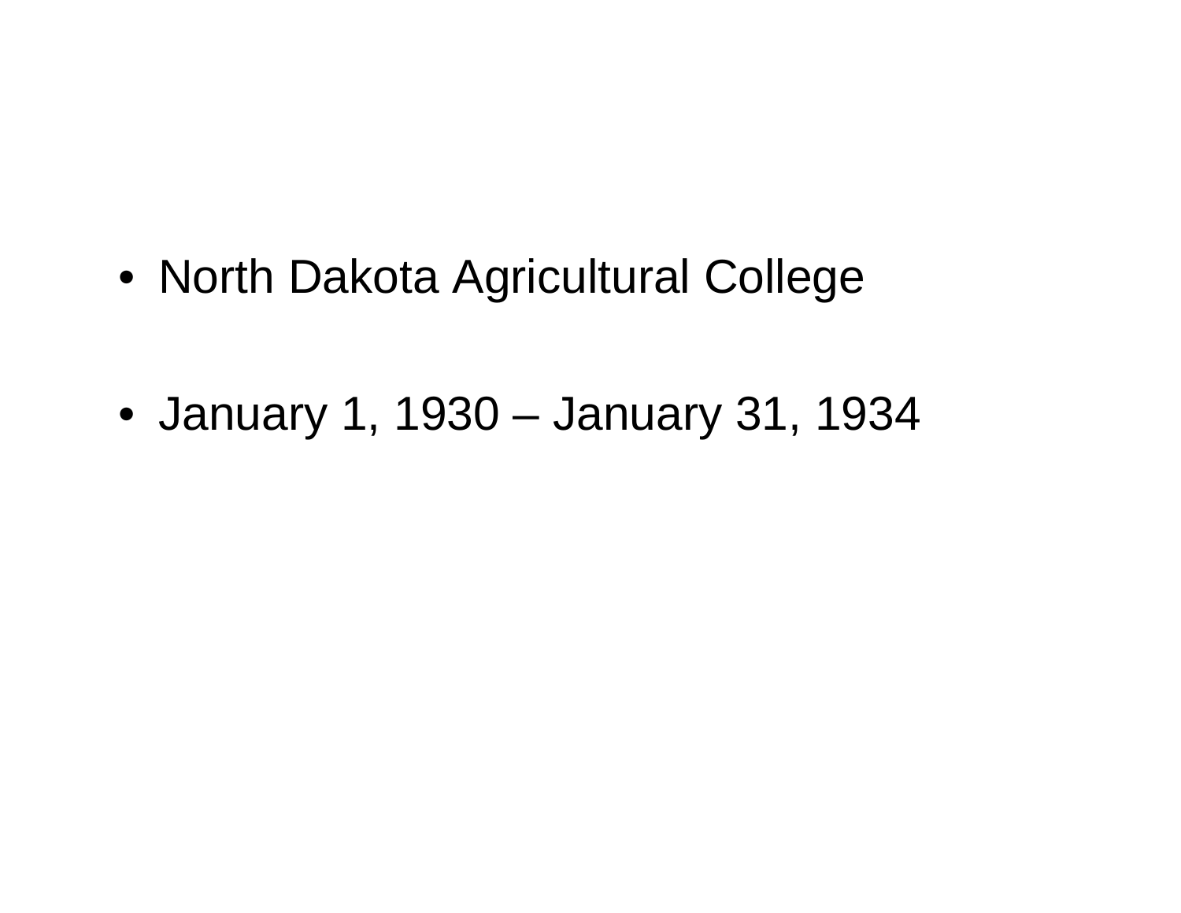- North Dakota Agricultural College

- January 1, 1930 – January 31, 1934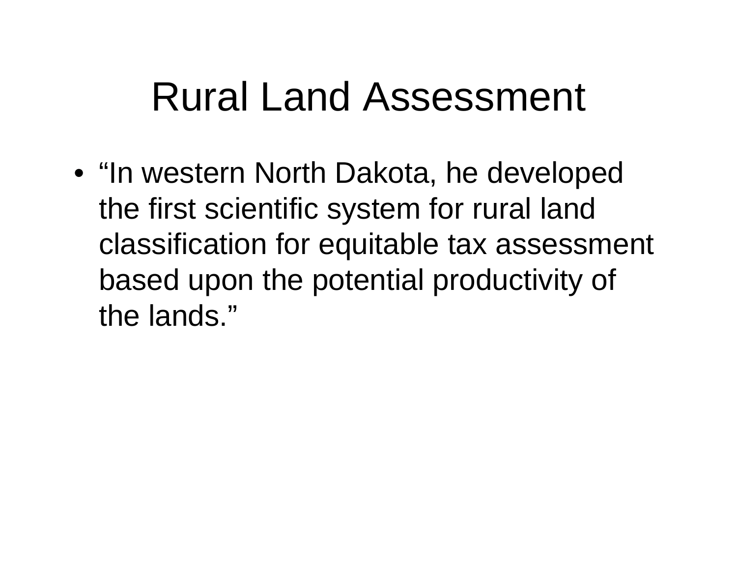# Rural Land Assessment

- "In western North Dakota, he developed the first scientific system for rural land classification for equitable tax assessment based upon the potential productivity of the lands."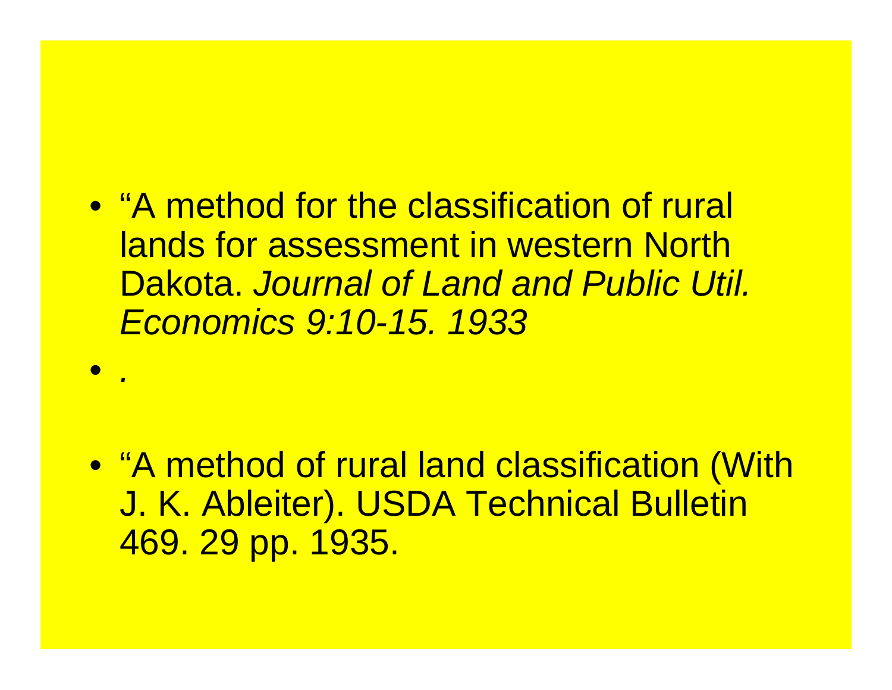- “A method for the classification of rural lands for assessment in western North Dakota. *Journal of Land and Public Util. Economics 9:10-15. 1933*
- *.*
- “A method of rural land classification (With J. K. Ableiter). USDA Technical Bulletin 469. 29 pp. 1935.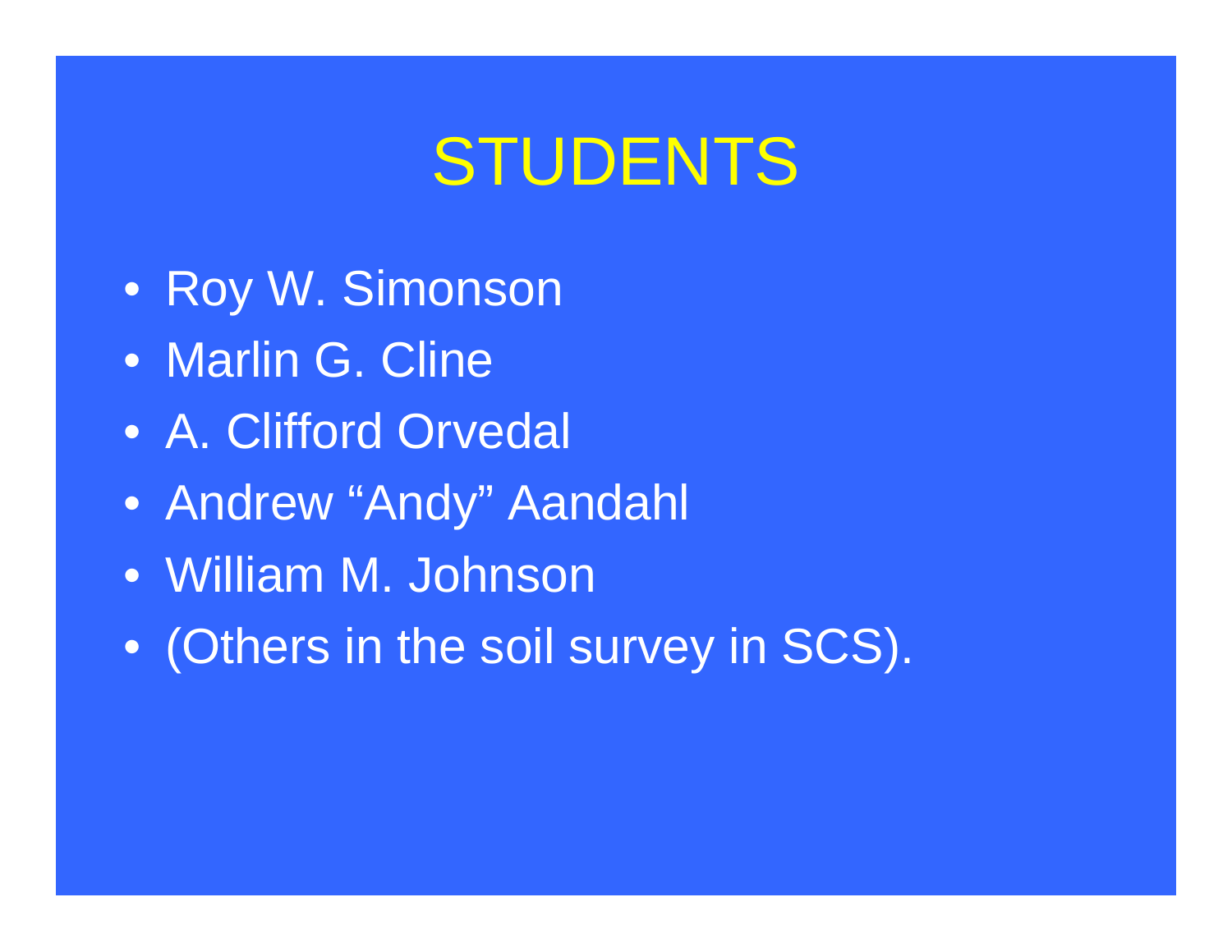# STUDENTS

- Roy W. Simonson
- Marlin G. Cline
- A. Clifford Orvedal
- Andrew “Andy” Aandahl
- William M. Johnson
- (Others in the soil survey in SCS).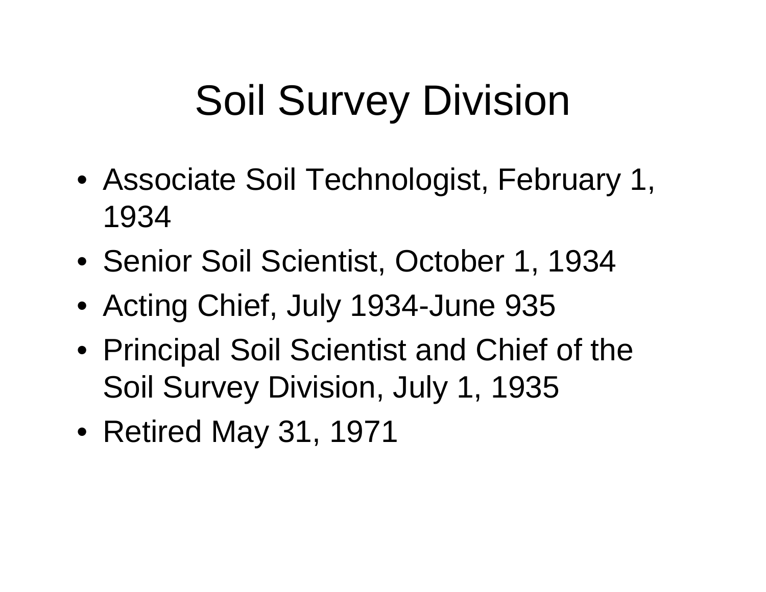# Soil Survey Division

- Associate Soil Technologist, February 1, 1934
- Senior Soil Scientist, October 1, 1934
- Acting Chief, July 1934-June 935
- Principal Soil Scientist and Chief of the Soil Survey Division, July 1, 1935
- Retired May 31, 1971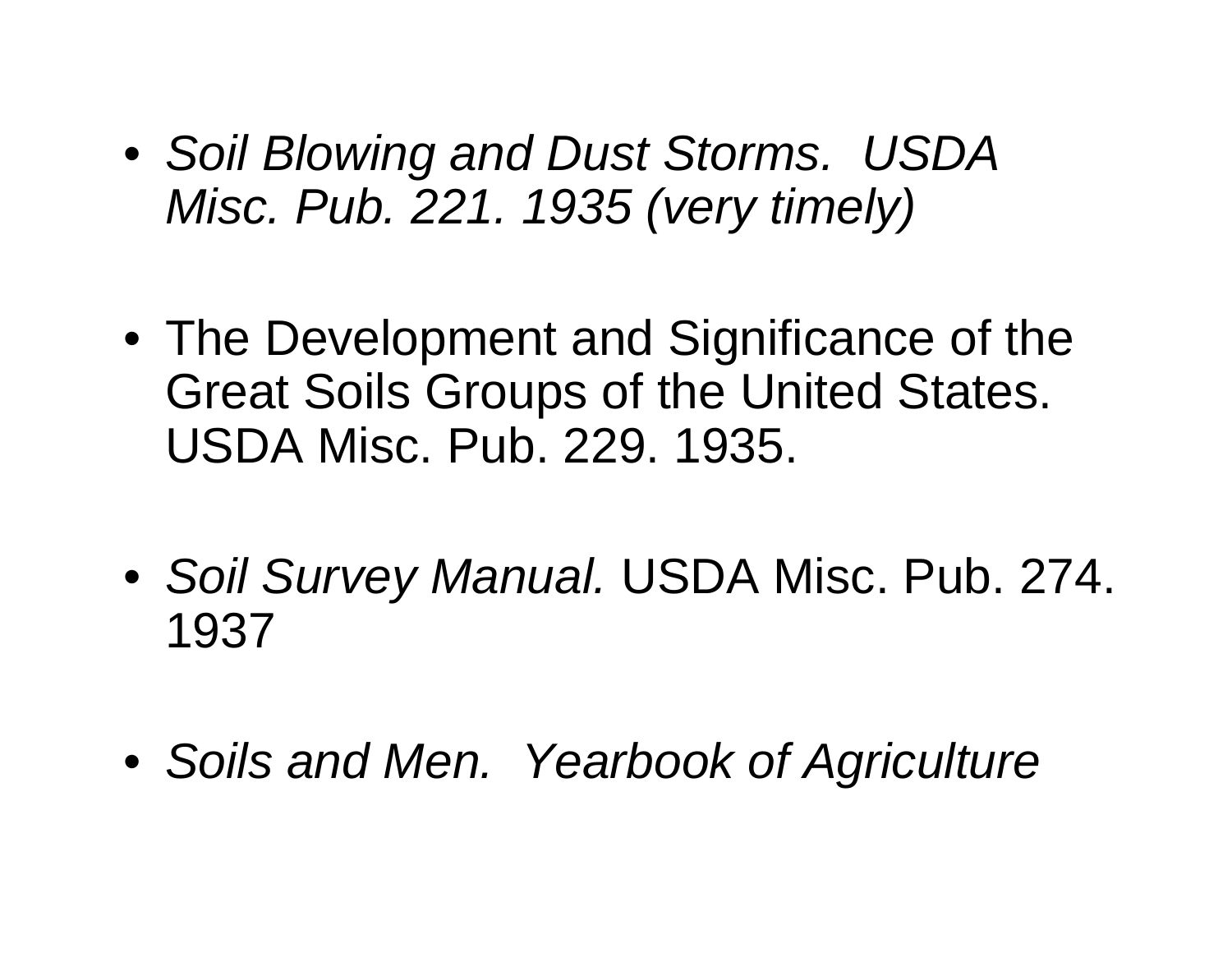- *Soil Blowing and Dust Storms. USDA Misc. Pub. 221. 1935 (very timely)*

- The Development and Significance of the Great Soils Groups of the United States. USDA Misc. Pub. 229. 1935.

- *Soil Survey Manual.* USDA Misc. Pub. 274. 1937

- *Soils and Men. Yearbook of Agriculture*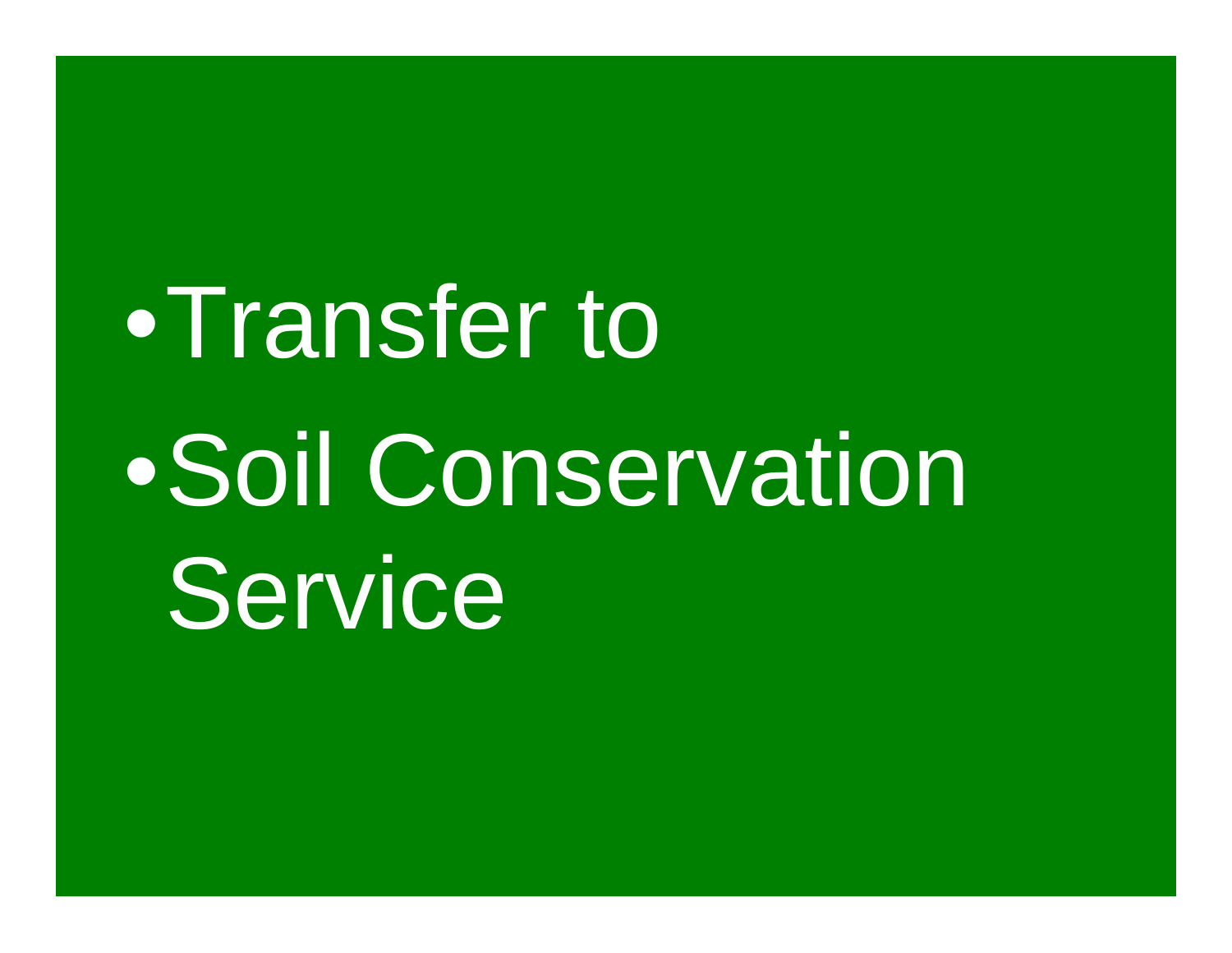- Transfer to
- Soil Conservation Service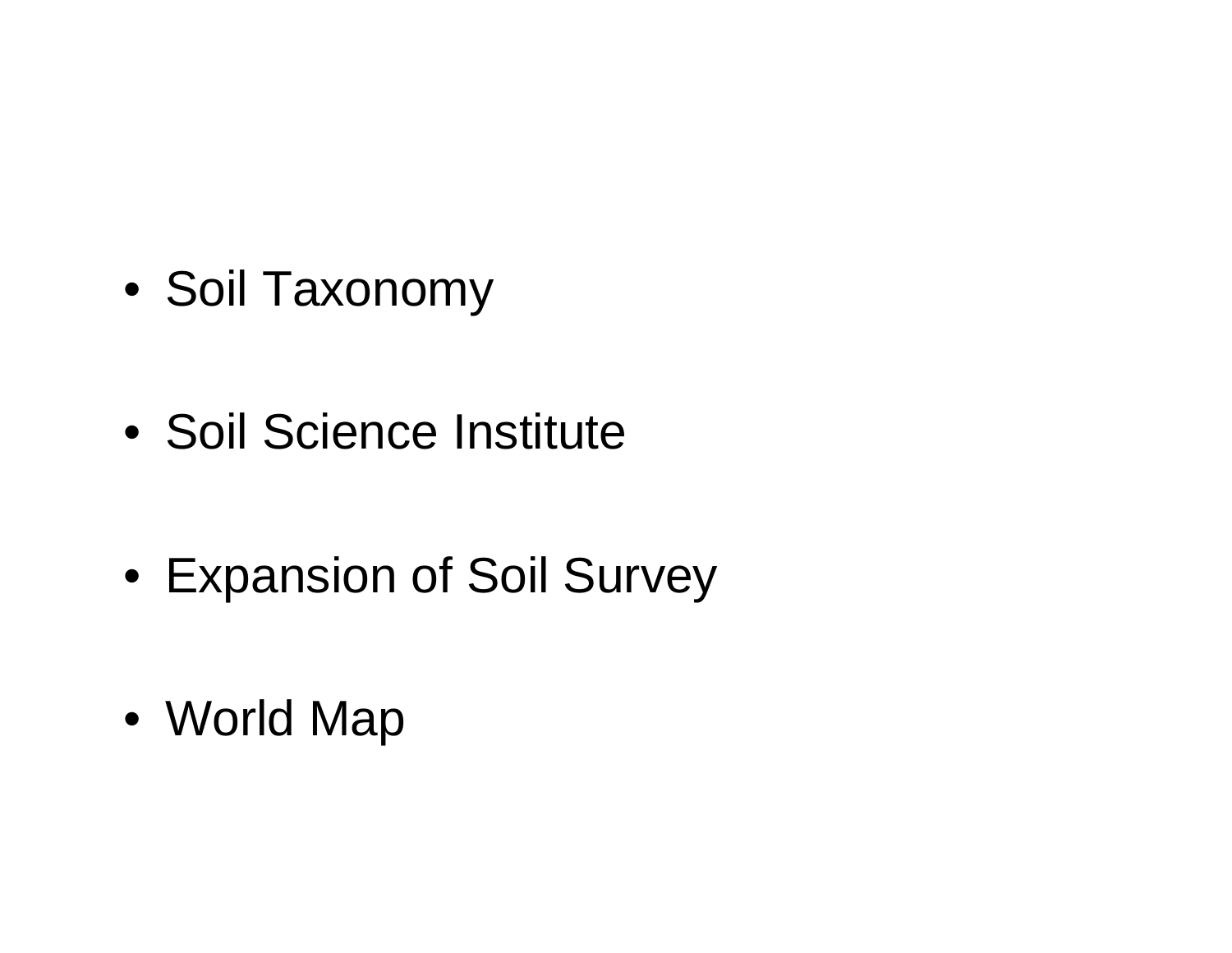- Soil Taxonomy
- Soil Science Institute
- Expansion of Soil Survey
- World Map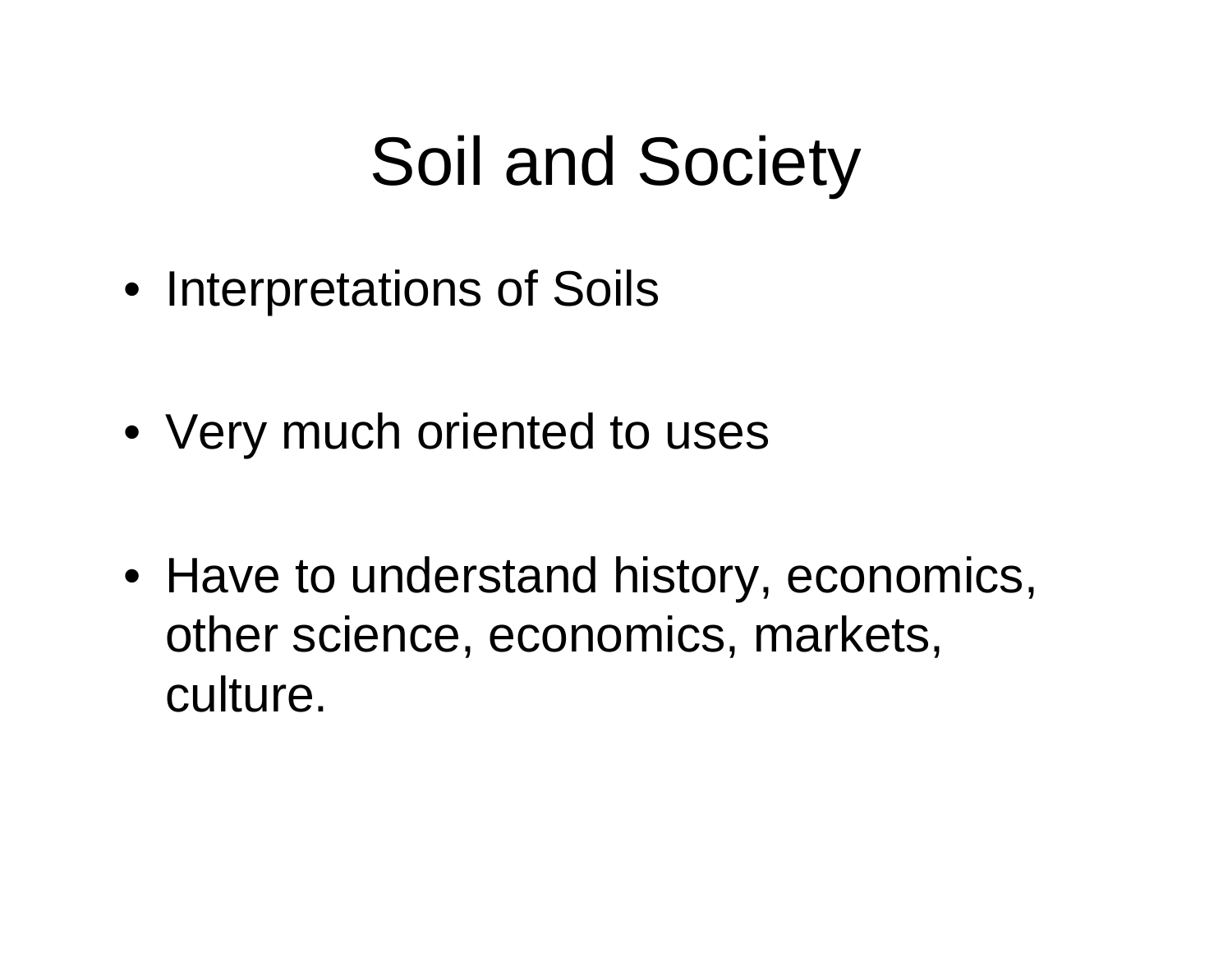# Soil and Society

- Interpretations of Soils
- Very much oriented to uses
- Have to understand history, economics, other science, economics, markets, culture.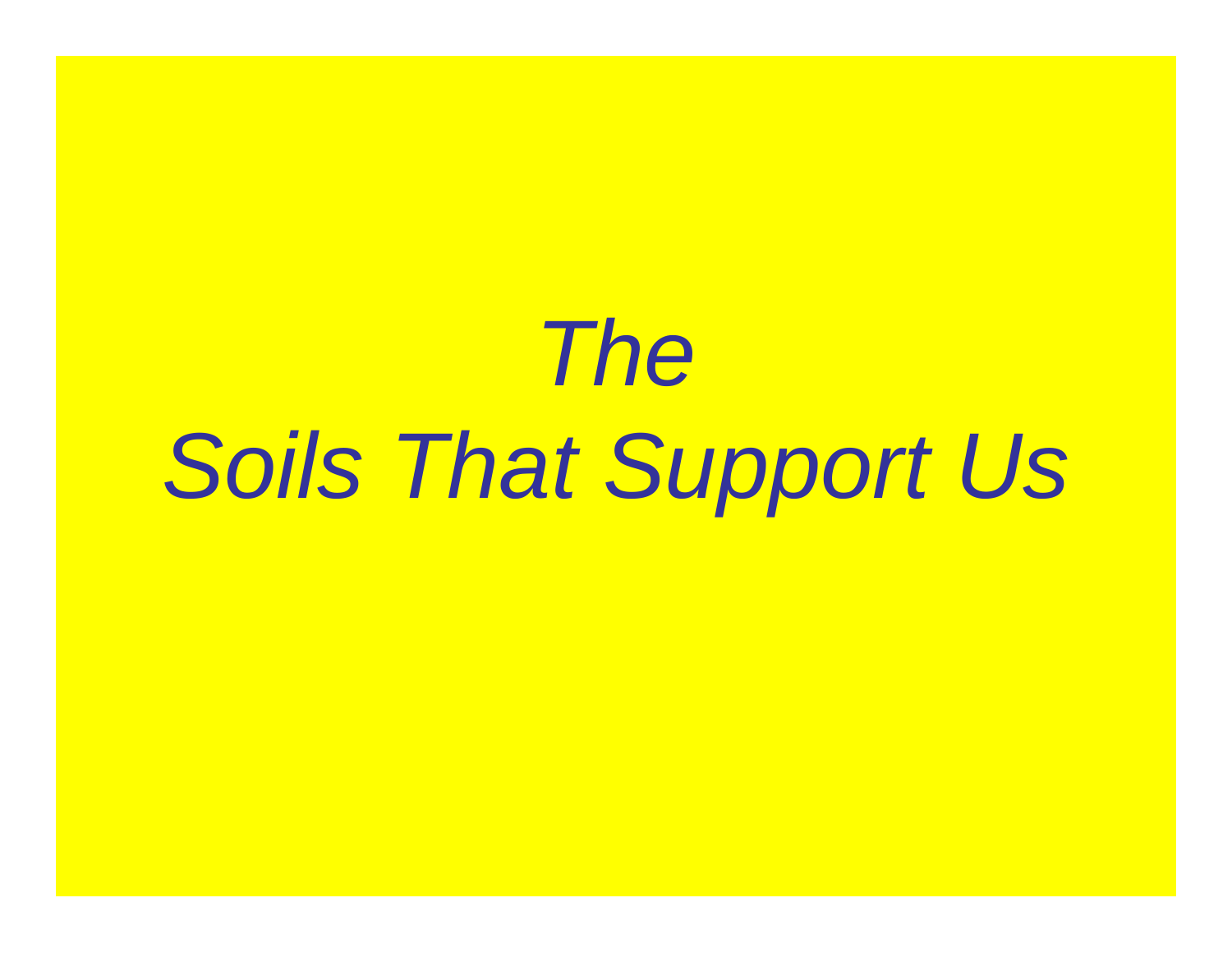# *The*
# *Soils That Support Us*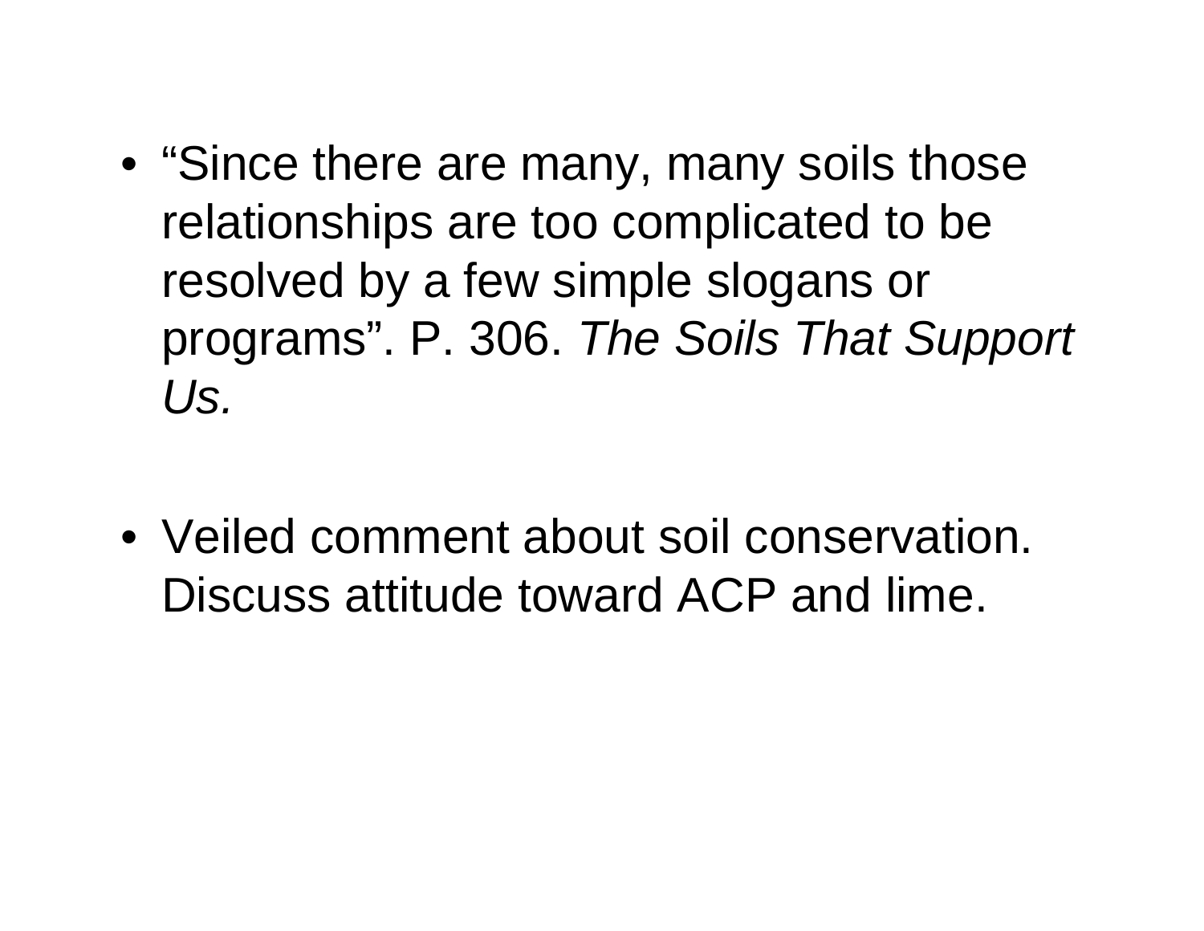- "Since there are many, many soils those relationships are too complicated to be resolved by a few simple slogans or programs". P. 306. *The Soils That Support Us.*

- Veiled comment about soil conservation. Discuss attitude toward ACP and lime.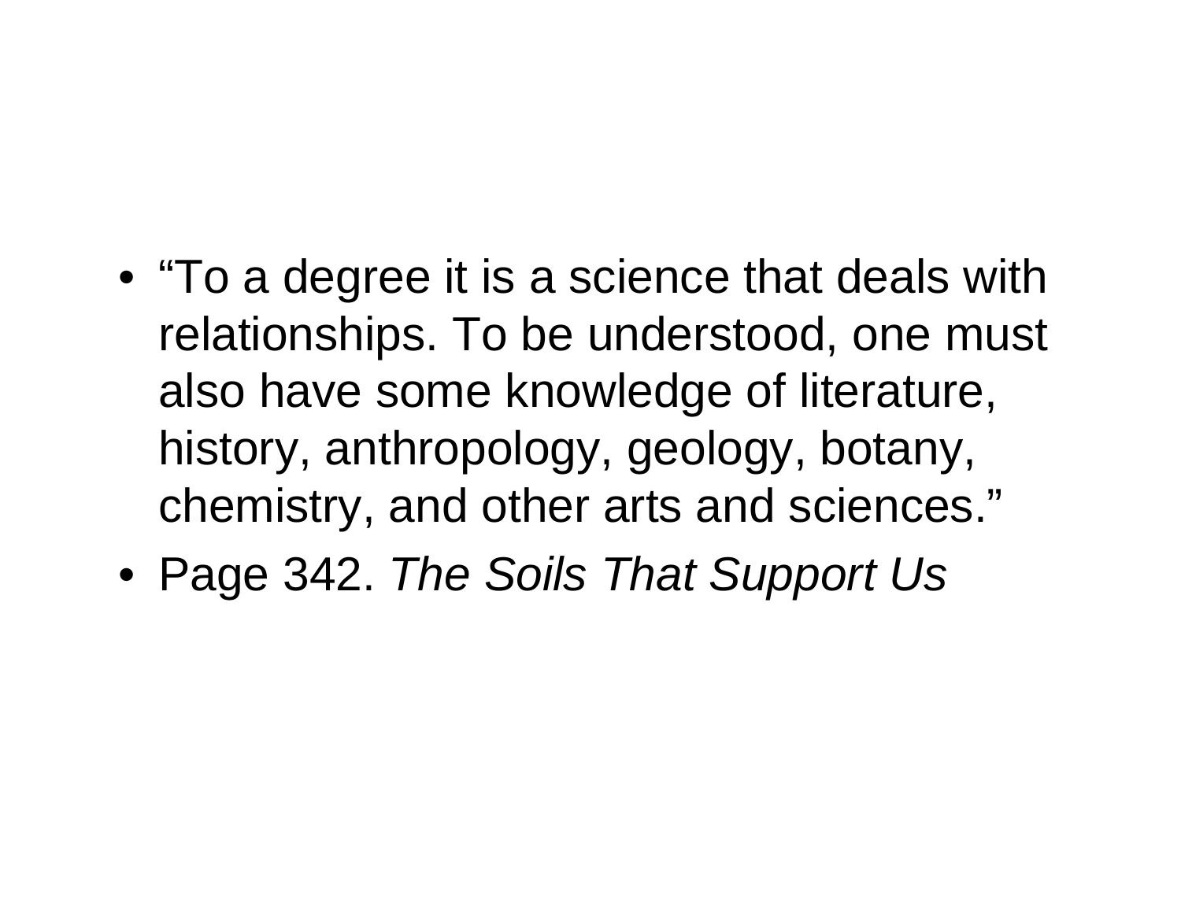- “To a degree it is a science that deals with relationships. To be understood, one must also have some knowledge of literature, history, anthropology, geology, botany, chemistry, and other arts and sciences.”
- Page 342. *The Soils That Support Us*